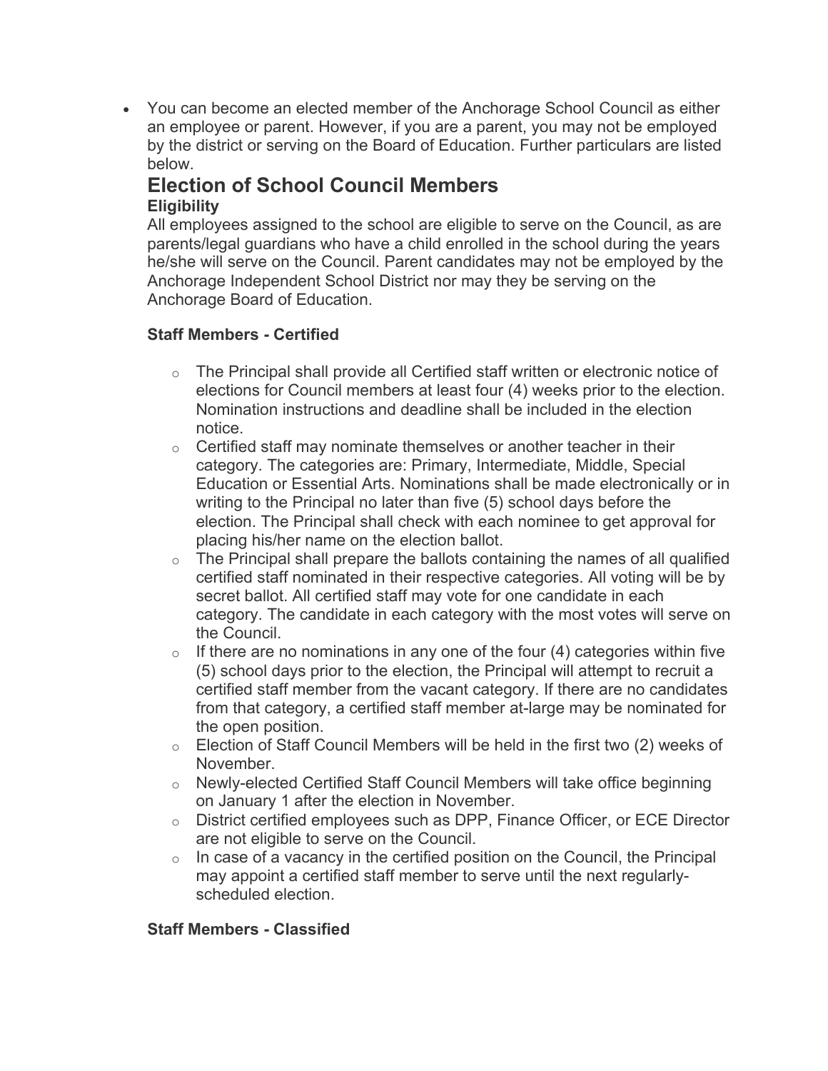- You can become an elected member of the Anchorage School Council as either an employee or parent. However, if you are a parent, you may not be employed by the district or serving on the Board of Education. Further particulars are listed below.

## Election of School Council Members

### Eligibility

All employees assigned to the school are eligible to serve on the Council, as are parents/legal guardians who have a child enrolled in the school during the years he/she will serve on the Council. Parent candidates may not be employed by the Anchorage Independent School District nor may they be serving on the Anchorage Board of Education.

### Staff Members - Certified

- The Principal shall provide all Certified staff written or electronic notice of elections for Council members at least four (4) weeks prior to the election. Nomination instructions and deadline shall be included in the election notice.
- Certified staff may nominate themselves or another teacher in their category. The categories are: Primary, Intermediate, Middle, Special Education or Essential Arts. Nominations shall be made electronically or in writing to the Principal no later than five (5) school days before the election. The Principal shall check with each nominee to get approval for placing his/her name on the election ballot.
- The Principal shall prepare the ballots containing the names of all qualified certified staff nominated in their respective categories. All voting will be by secret ballot. All certified staff may vote for one candidate in each category. The candidate in each category with the most votes will serve on the Council.
- If there are no nominations in any one of the four (4) categories within five (5) school days prior to the election, the Principal will attempt to recruit a certified staff member from the vacant category. If there are no candidates from that category, a certified staff member at-large may be nominated for the open position.
- Election of Staff Council Members will be held in the first two (2) weeks of November.
- Newly-elected Certified Staff Council Members will take office beginning on January 1 after the election in November.
- District certified employees such as DPP, Finance Officer, or ECE Director are not eligible to serve on the Council.
- In case of a vacancy in the certified position on the Council, the Principal may appoint a certified staff member to serve until the next regularly-scheduled election.

### Staff Members - Classified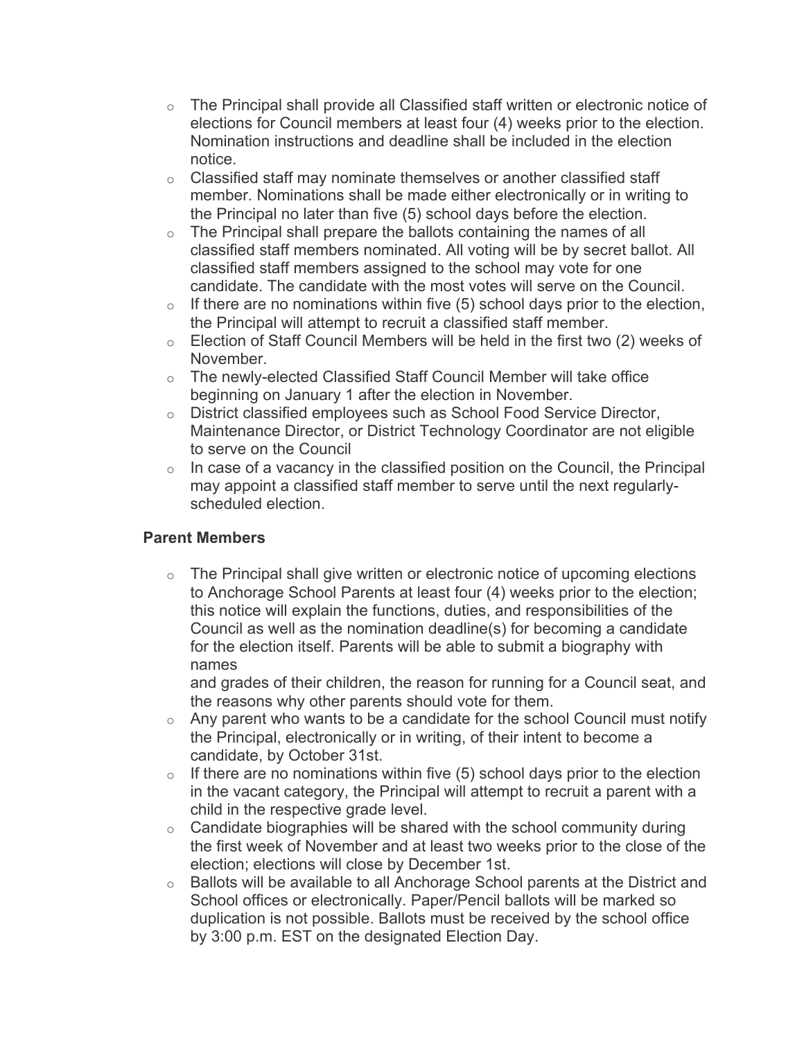- The Principal shall provide all Classified staff written or electronic notice of elections for Council members at least four (4) weeks prior to the election. Nomination instructions and deadline shall be included in the election notice.
- Classified staff may nominate themselves or another classified staff member. Nominations shall be made either electronically or in writing to the Principal no later than five (5) school days before the election.
- The Principal shall prepare the ballots containing the names of all classified staff members nominated. All voting will be by secret ballot. All classified staff members assigned to the school may vote for one candidate. The candidate with the most votes will serve on the Council.
- If there are no nominations within five (5) school days prior to the election, the Principal will attempt to recruit a classified staff member.
- Election of Staff Council Members will be held in the first two (2) weeks of November.
- The newly-elected Classified Staff Council Member will take office beginning on January 1 after the election in November.
- District classified employees such as School Food Service Director, Maintenance Director, or District Technology Coordinator are not eligible to serve on the Council
- In case of a vacancy in the classified position on the Council, the Principal may appoint a classified staff member to serve until the next regularly-scheduled election.

**Parent Members**

- The Principal shall give written or electronic notice of upcoming elections to Anchorage School Parents at least four (4) weeks prior to the election; this notice will explain the functions, duties, and responsibilities of the Council as well as the nomination deadline(s) for becoming a candidate for the election itself. Parents will be able to submit a biography with names and grades of their children, the reason for running for a Council seat, and the reasons why other parents should vote for them.
- Any parent who wants to be a candidate for the school Council must notify the Principal, electronically or in writing, of their intent to become a candidate, by October 31st.
- If there are no nominations within five (5) school days prior to the election in the vacant category, the Principal will attempt to recruit a parent with a child in the respective grade level.
- Candidate biographies will be shared with the school community during the first week of November and at least two weeks prior to the close of the election; elections will close by December 1st.
- Ballots will be available to all Anchorage School parents at the District and School offices or electronically. Paper/Pencil ballots will be marked so duplication is not possible. Ballots must be received by the school office by 3:00 p.m. EST on the designated Election Day.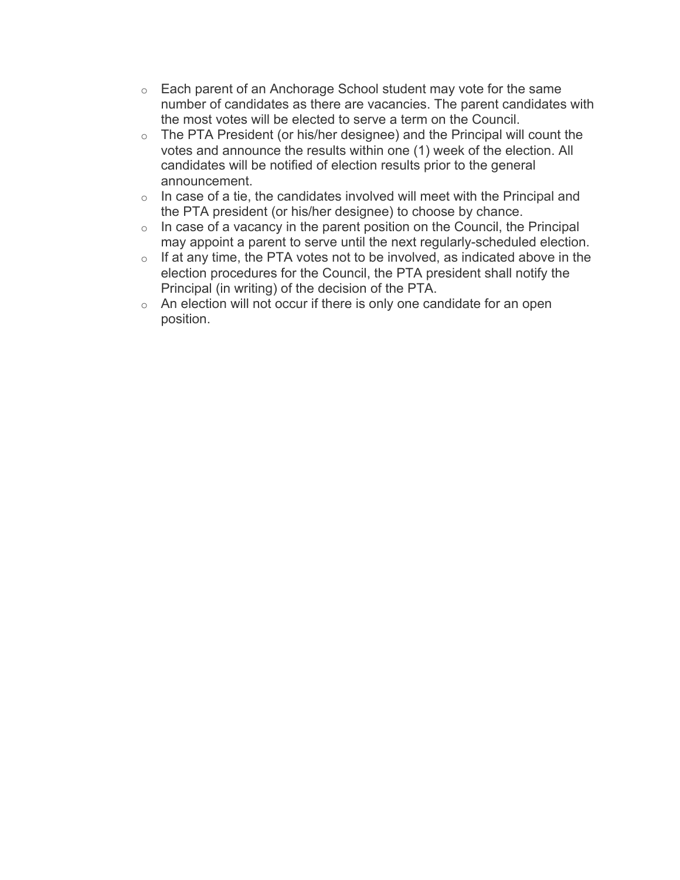- Each parent of an Anchorage School student may vote for the same number of candidates as there are vacancies. The parent candidates with the most votes will be elected to serve a term on the Council.
- The PTA President (or his/her designee) and the Principal will count the votes and announce the results within one (1) week of the election. All candidates will be notified of election results prior to the general announcement.
- In case of a tie, the candidates involved will meet with the Principal and the PTA president (or his/her designee) to choose by chance.
- In case of a vacancy in the parent position on the Council, the Principal may appoint a parent to serve until the next regularly-scheduled election.
- If at any time, the PTA votes not to be involved, as indicated above in the election procedures for the Council, the PTA president shall notify the Principal (in writing) of the decision of the PTA.
- An election will not occur if there is only one candidate for an open position.